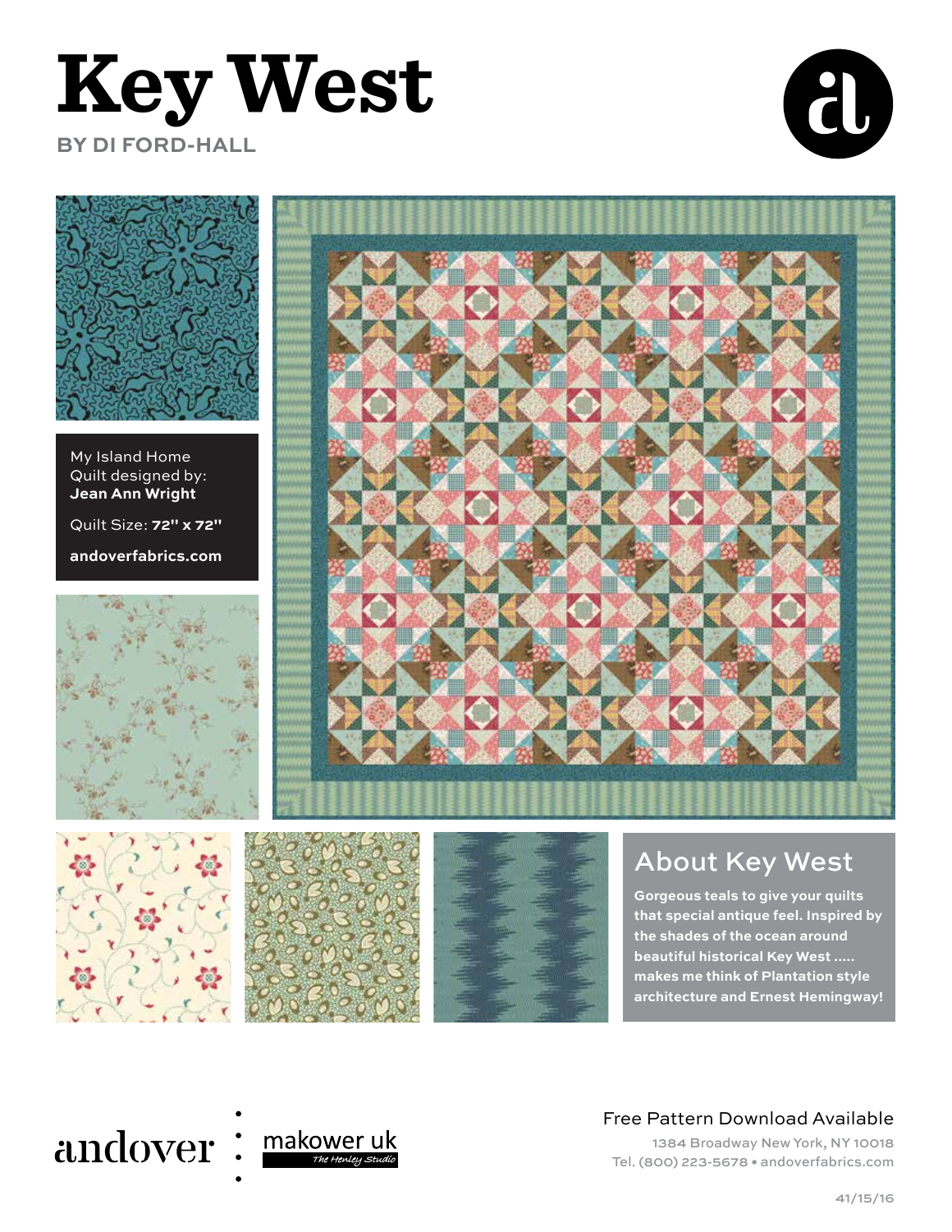# Key West

**BY DI FORD-HALL**

My Island Home
Quilt designed by:
**Jean Ann Wright**

Quilt Size: **72" x 72"**

**andoverfabrics.com**

## About Key West

**Gorgeous teals to give your quilts that special antique feel. Inspired by the shades of the ocean around beautiful historical Key West ..... makes me think of Plantation style architecture and Ernest Hemingway!**

andover • makower uk
The Henley Studio

Free Pattern Download Available

1384 Broadway New York, NY 10018
Tel. (800) 223-5678 • andoverfabrics.com

41/15/16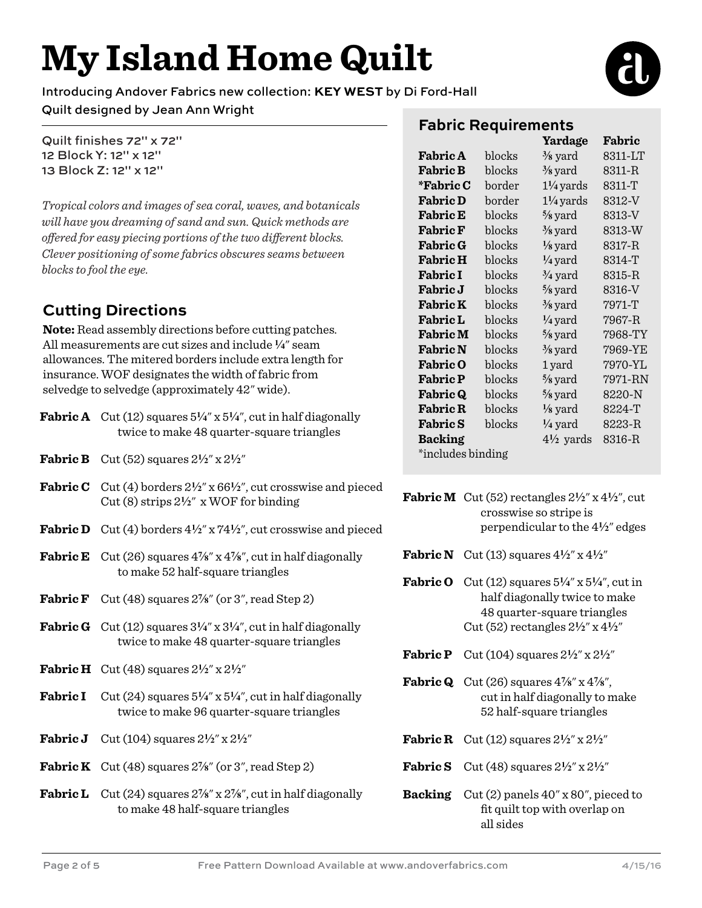# My Island Home Quilt

Introducing Andover Fabrics new collection: **KEY WEST** by Di Ford-Hall

Quilt designed by Jean Ann Wright

Quilt finishes 72" x 72"
12 Block Y: 12" x 12"
13 Block Z: 12" x 12"

*Tropical colors and images of sea coral, waves, and botanicals will have you dreaming of sand and sun. Quick methods are offered for easy piecing portions of the two different blocks. Clever positioning of some fabrics obscures seams between blocks to fool the eye.*

## Fabric Requirements

| | | Yardage | Fabric |
|---|---|---|---|
| **Fabric A** | blocks | ⅜ yard | 8311-LT |
| **Fabric B** | blocks | ⅜ yard | 8311-R |
| ***Fabric C** | border | 1¼ yards | 8311-T |
| **Fabric D** | border | 1¼ yards | 8312-V |
| **Fabric E** | blocks | ⅝ yard | 8313-V |
| **Fabric F** | blocks | ⅜ yard | 8313-W |
| **Fabric G** | blocks | ⅛ yard | 8317-R |
| **Fabric H** | blocks | ¼ yard | 8314-T |
| **Fabric I** | blocks | ¾ yard | 8315-R |
| **Fabric J** | blocks | ⅝ yard | 8316-V |
| **Fabric K** | blocks | ⅜ yard | 7971-T |
| **Fabric L** | blocks | ¼ yard | 7967-R |
| **Fabric M** | blocks | ⅝ yard | 7968-TY |
| **Fabric N** | blocks | ⅜ yard | 7969-YE |
| **Fabric O** | blocks | 1 yard | 7970-YL |
| **Fabric P** | blocks | ⅝ yard | 7971-RN |
| **Fabric Q** | blocks | ⅝ yard | 8220-N |
| **Fabric R** | blocks | ⅛ yard | 8224-T |
| **Fabric S** | blocks | ¼ yard | 8223-R |
| **Backing** | | 4½ yards | 8316-R |

*includes binding

## Cutting Directions

**Note:** Read assembly directions before cutting patches. All measurements are cut sizes and include ¼" seam allowances. The mitered borders include extra length for insurance. WOF designates the width of fabric from selvedge to selvedge (approximately 42" wide).

**Fabric A** Cut (12) squares 5¼" x 5¼", cut in half diagonally twice to make 48 quarter-square triangles

**Fabric B** Cut (52) squares 2½" x 2½"

**Fabric C** Cut (4) borders 2½" x 66½", cut crosswise and pieced
Cut (8) strips 2½" x WOF for binding

**Fabric D** Cut (4) borders 4½" x 74½", cut crosswise and pieced

**Fabric E** Cut (26) squares 4⅞" x 4⅞", cut in half diagonally to make 52 half-square triangles

**Fabric F** Cut (48) squares 2⅞" (or 3", read Step 2)

**Fabric G** Cut (12) squares 3¼" x 3¼", cut in half diagonally twice to make 48 quarter-square triangles

**Fabric H** Cut (48) squares 2½" x 2½"

**Fabric I** Cut (24) squares 5¼" x 5¼", cut in half diagonally twice to make 96 quarter-square triangles

**Fabric J** Cut (104) squares 2½" x 2½"

**Fabric K** Cut (48) squares 2⅞" (or 3", read Step 2)

**Fabric L** Cut (24) squares 2⅞" x 2⅞", cut in half diagonally to make 48 half-square triangles

**Fabric M** Cut (52) rectangles 2½" x 4½", cut crosswise so stripe is perpendicular to the 4½" edges

**Fabric N** Cut (13) squares 4½" x 4½"

**Fabric O** Cut (12) squares 5¼" x 5¼", cut in half diagonally twice to make 48 quarter-square triangles
Cut (52) rectangles 2½" x 4½"

**Fabric P** Cut (104) squares 2½" x 2½"

**Fabric Q** Cut (26) squares 4⅞" x 4⅞", cut in half diagonally to make 52 half-square triangles

**Fabric R** Cut (12) squares 2½" x 2½"

**Fabric S** Cut (48) squares 2½" x 2½"

**Backing** Cut (2) panels 40" x 80", pieced to fit quilt top with overlap on all sides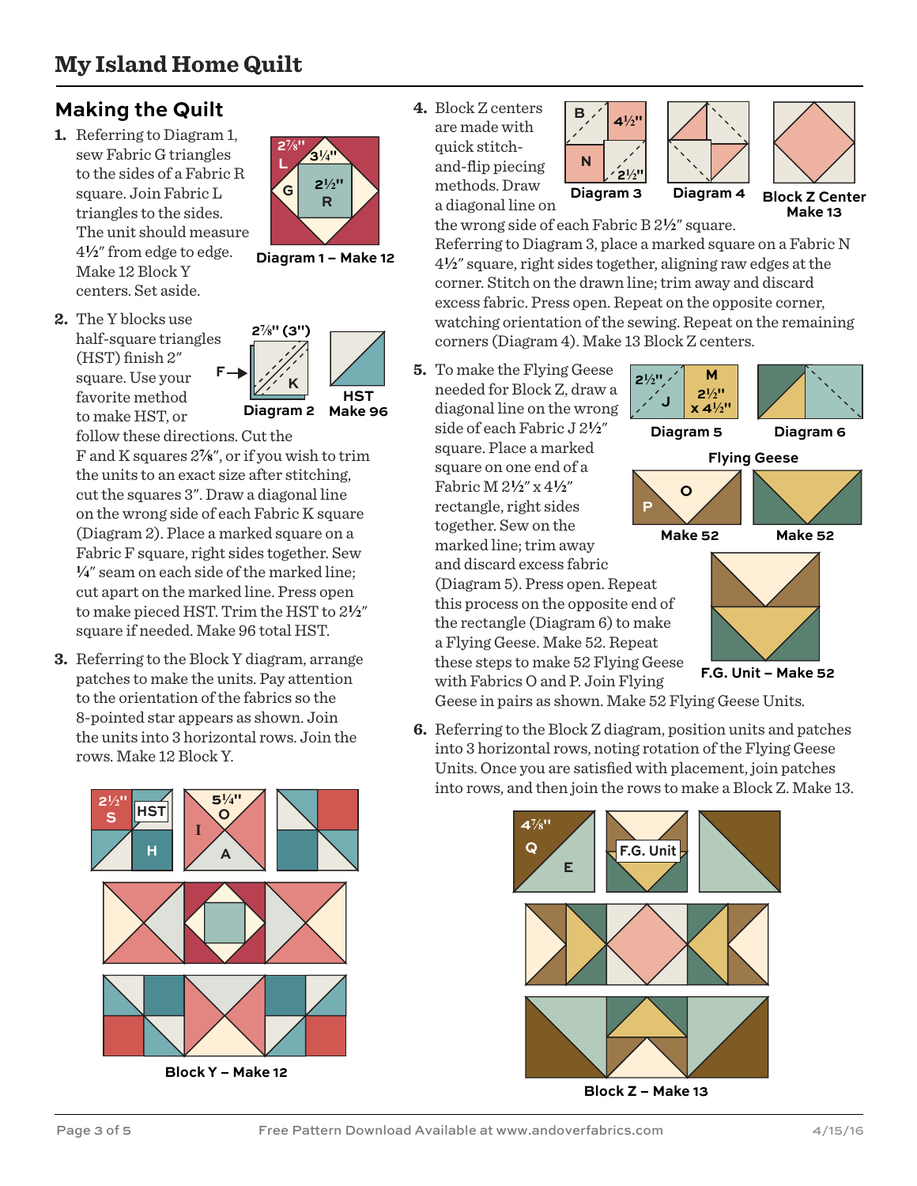# My Island Home Quilt

## Making the Quilt

1. Referring to Diagram 1, sew Fabric G triangles to the sides of a Fabric R square. Join Fabric L triangles to the sides. The unit should measure 4½" from edge to edge. Make 12 Block Y centers. Set aside.

Diagram 1 – Make 12

2. The Y blocks use half-square triangles (HST) finish 2" square. Use your favorite method to make HST, or follow these directions. Cut the F and K squares 2⅞", or if you wish to trim the units to an exact size after stitching, cut the squares 3". Draw a diagonal line on the wrong side of each Fabric K square (Diagram 2). Place a marked square on a Fabric F square, right sides together. Sew ¼" seam on each side of the marked line; cut apart on the marked line. Press open to make pieced HST. Trim the HST to 2½" square if needed. Make 96 total HST.

Diagram 2 HST Make 96

3. Referring to the Block Y diagram, arrange patches to make the units. Pay attention to the orientation of the fabrics so the 8-pointed star appears as shown. Join the units into 3 horizontal rows. Join the rows. Make 12 Block Y.

Block Y – Make 12

4. Block Z centers are made with quick stitch-and-flip piecing methods. Draw a diagonal line on the wrong side of each Fabric B 2½" square. Referring to Diagram 3, place a marked square on a Fabric N 4½" square, right sides together, aligning raw edges at the corner. Stitch on the drawn line; trim away and discard excess fabric. Press open. Repeat on the opposite corner, watching orientation of the sewing. Repeat on the remaining corners (Diagram 4). Make 13 Block Z centers.

Diagram 3 Diagram 4 Block Z Center Make 13

5. To make the Flying Geese needed for Block Z, draw a diagonal line on the wrong side of each Fabric J 2½" square. Place a marked square on one end of a Fabric M 2½" x 4½" rectangle, right sides together. Sew on the marked line; trim away and discard excess fabric (Diagram 5). Press open. Repeat this process on the opposite end of the rectangle (Diagram 6) to make a Flying Geese. Make 52. Repeat these steps to make 52 Flying Geese with Fabrics O and P. Join Flying Geese in pairs as shown. Make 52 Flying Geese Units.

Diagram 5 Diagram 6

Flying Geese

Make 52 Make 52

F.G. Unit – Make 52

6. Referring to the Block Z diagram, position units and patches into 3 horizontal rows, noting rotation of the Flying Geese Units. Once you are satisfied with placement, join patches into rows, and then join the rows to make a Block Z. Make 13.

Block Z – Make 13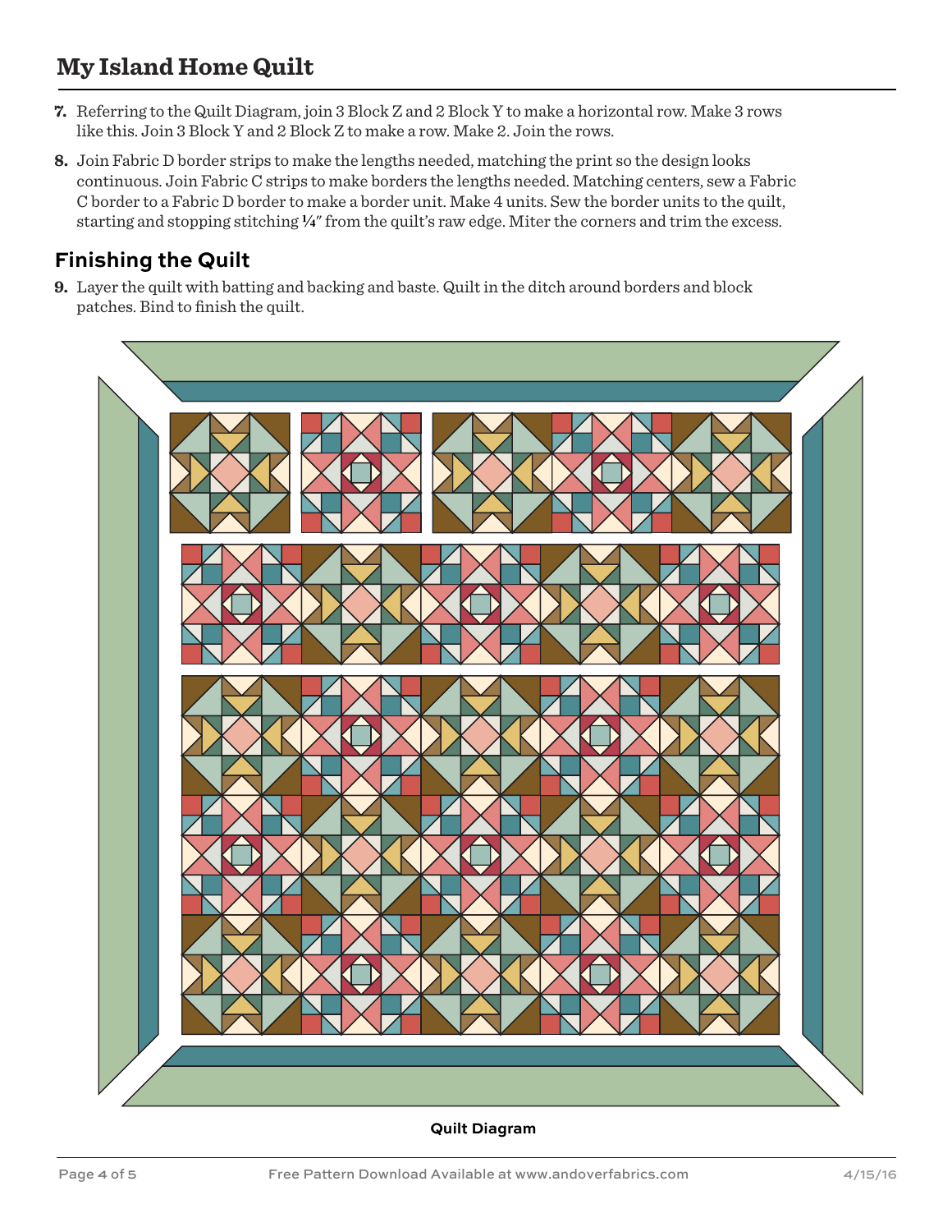# My Island Home Quilt

7. Referring to the Quilt Diagram, join 3 Block Z and 2 Block Y to make a horizontal row. Make 3 rows like this. Join 3 Block Y and 2 Block Z to make a row. Make 2. Join the rows.

8. Join Fabric D border strips to make the lengths needed, matching the print so the design looks continuous. Join Fabric C strips to make borders the lengths needed. Matching centers, sew a Fabric C border to a Fabric D border to make a border unit. Make 4 units. Sew the border units to the quilt, starting and stopping stitching ¼" from the quilt's raw edge. Miter the corners and trim the excess.

## Finishing the Quilt

9. Layer the quilt with batting and backing and baste. Quilt in the ditch around borders and block patches. Bind to finish the quilt.

**Quilt Diagram**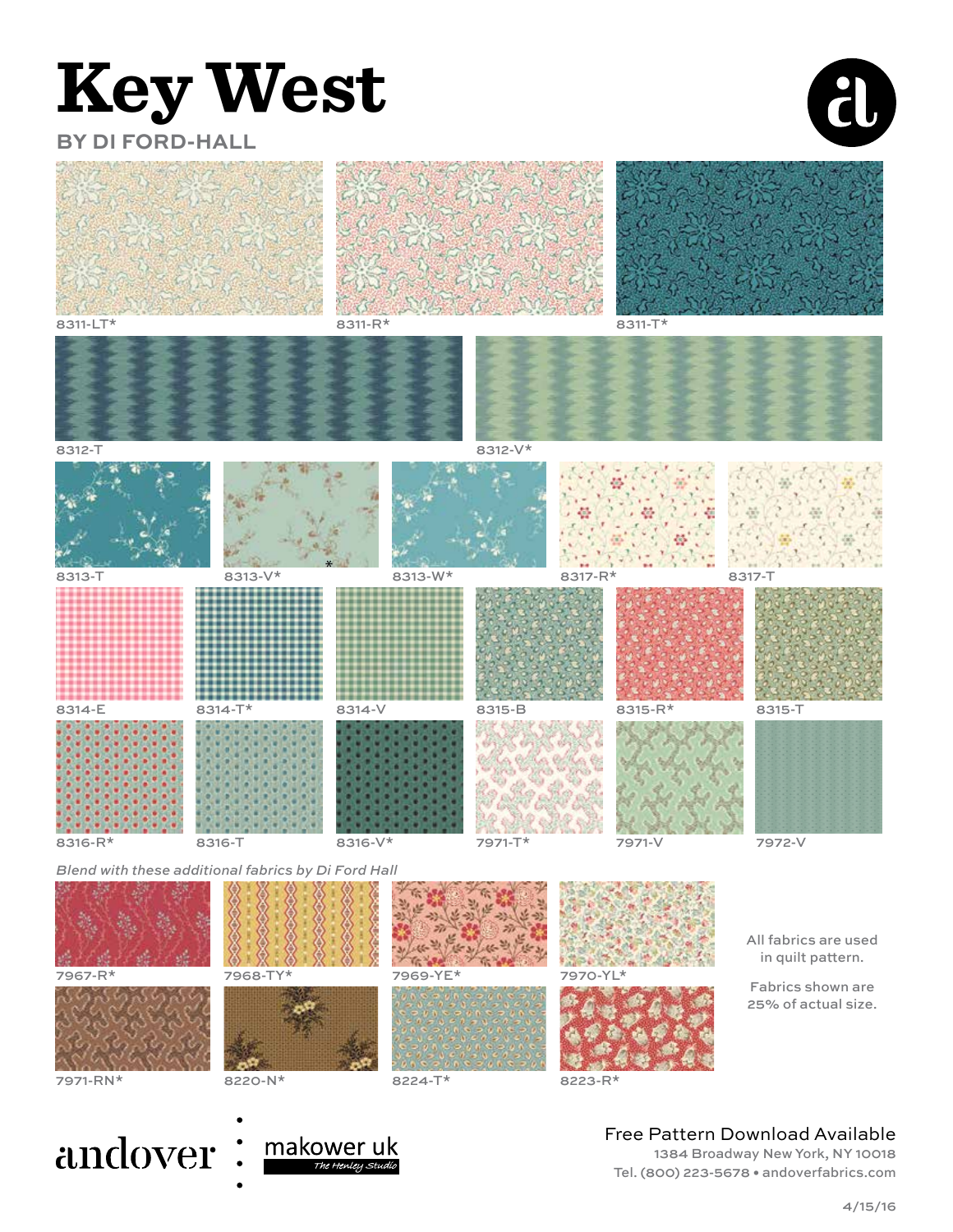# Key West

BY DI FORD-HALL

8311-LT*

8311-R*

8311-T*

8312-T

8312-V*

8313-T

8313-V*

8313-W*

8317-R*

8317-T

8314-E

8314-T*

8314-V

8315-B

8315-R*

8315-T

8316-R*

8316-T

8316-V*

7971-T*

7971-V

7972-V

*Blend with these additional fabrics by Di Ford Hall*

7967-R*

7968-TY*

7969-YE*

7970-YL*

7971-RN*

8220-N*

8224-T*

8223-R*

All fabrics are used in quilt pattern.

Fabrics shown are 25% of actual size.

andover • makower uk The Henley Studio

Free Pattern Download Available

1384 Broadway New York, NY 10018

Tel. (800) 223-5678 • andoverfabrics.com

4/15/16